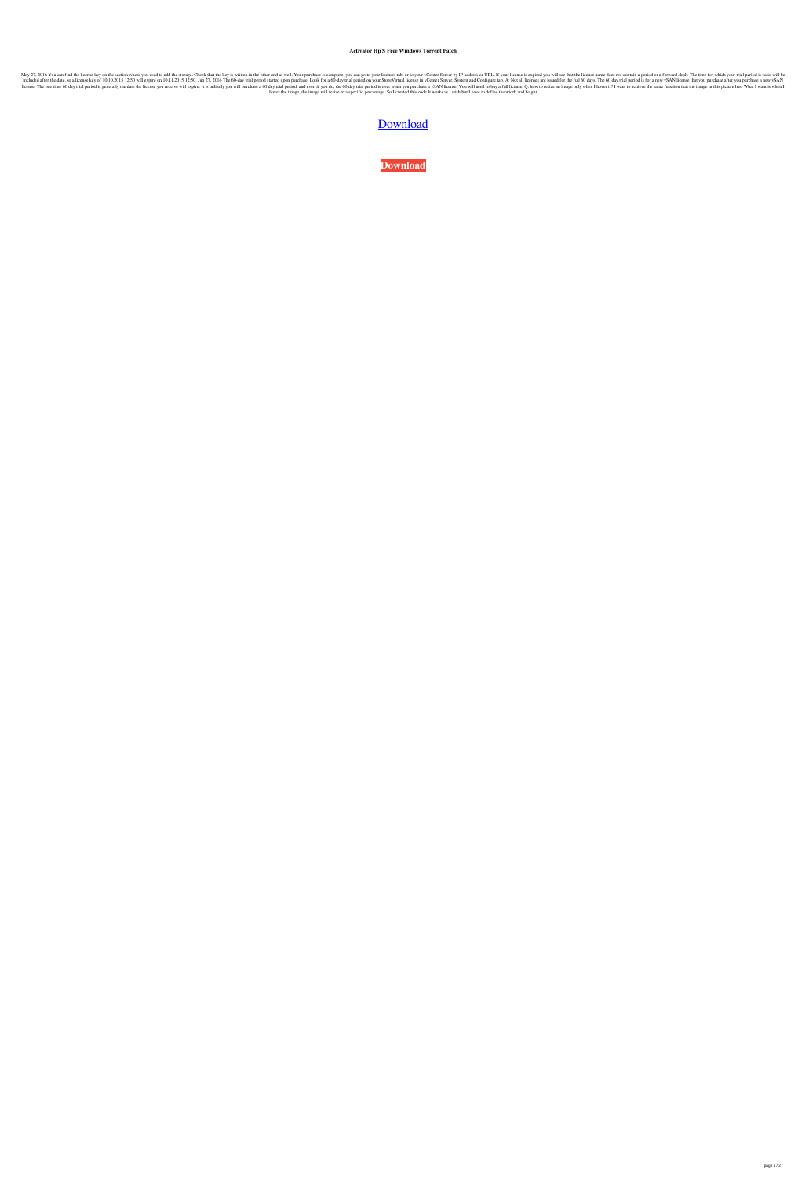**Activator Hp S Free Windows Torrent Patch**

May 27, 2016 You can find the license key on the section where you used to add the storage. Check that the key is written in the other end as well. Your purchase is complete. you can go to your licenses tab, or to your vCenter Server by IP address or URL. If your license is expired you will see that the license name does not contain a period or a forward slash. The time for which your trial period is valid will be included after the date, so a license key of 10.10.2015 12:50 will expire on 10.11.2015 12:50. Jan 27, 2016 The 60-day trial period started upon purchase. Look for a 60-day trial period on your StoreVirtual license in vCenter Server, System and Configure tab. A: Not all licenses are issued for the full 60 days. The 60 day trial period is for a new vSAN license that you purchase after you purchase a new vSAN license. The one time 60 day trial period is generally the date the license you receive will expire. It is unlikely you will purchase a 60 day trial period, and even if you do, the 60 day trial period is over when you purchase a vSAN license. You will need to buy a full license. Q: how to resize an image only when I hover it? I want to achieve the same function that the image in this picture has. What I want is when I hover the image, the image will resize to a specific percentage. So I created this code It works as I wish but I have to define the width and height

Download

**Download**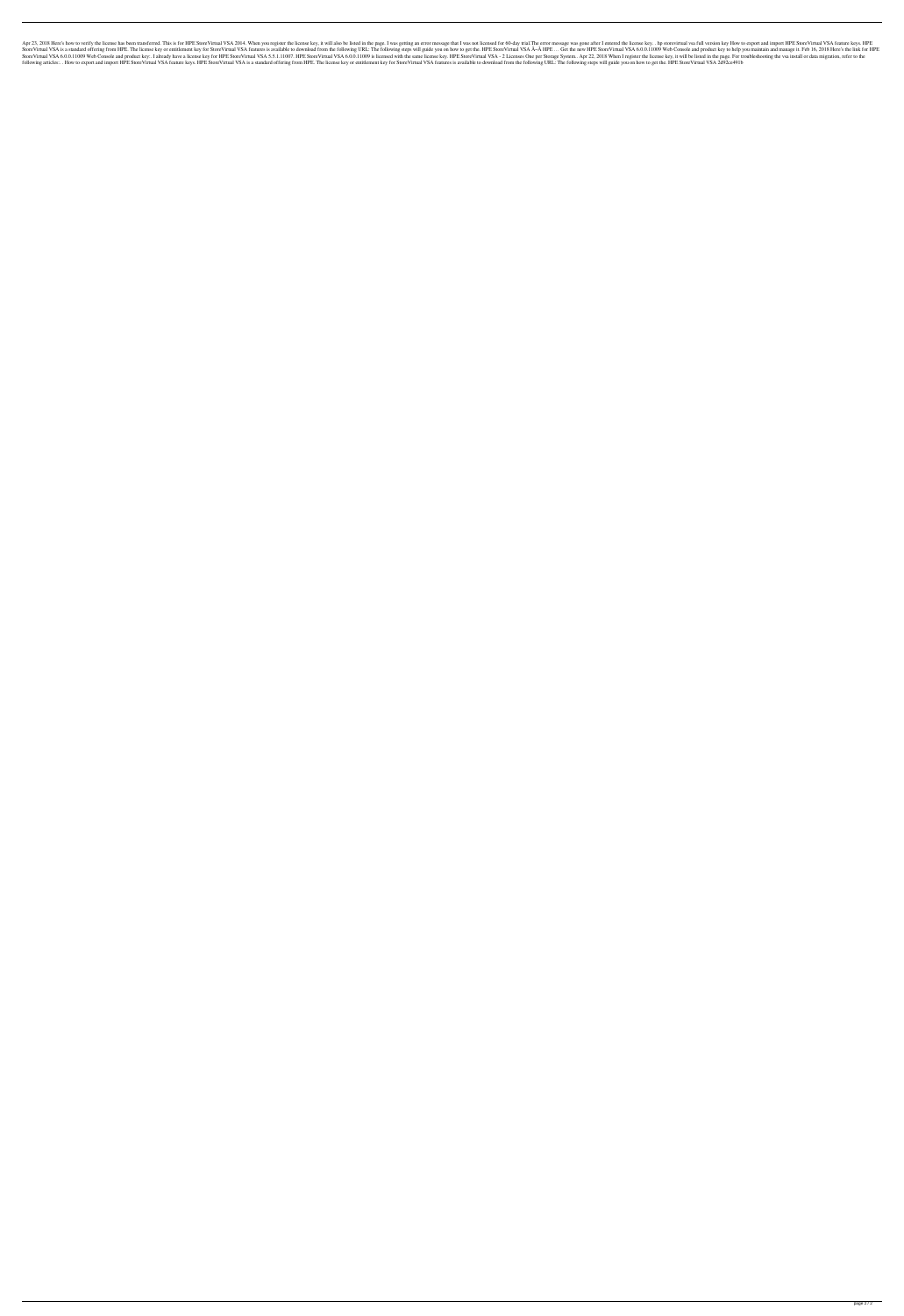Apr 23, 2018 Here's how to verify the license has been transferred. This is for HPE StoreVirtual VSA 2014. When you register the license key, it will also be listed in the page. I was getting an error message that I was not licensed for 60-day trial.The error message was gone after I entered the license key. . hp storevirtual vsa full version key How to export and import HPE StoreVirtual VSA feature keys. HPE StoreVirtual VSA is a standard offering from HPE. The license key or entitlement key for StoreVirtual VSA features is available to download from the following URL: The following steps will guide you on how to get the. HPE StoreVirtual VSA Ã–Â HPE… . Get the new HPE StoreVirtual VSA 6.0.0.11009 Web Console and product key to help you maintain and manage it. Feb 16, 2018 Here's the link for HPE StoreVirtual VSA 6.0.0.11009 Web Console and product key:. I already have a license key for HPE StoreVirtual VSA 5.5.1.11007. HPE StoreVirtual VSA 6.0.0.11009 is licensed with the same license key. HPE StoreVirtual VSA - 2 Licenses One per Storage System. . Apr 22, 2018 When I register the license key, it will be listed in the page. For troubleshooting the vsa install or data migration, refer to the following articles:. . How to export and import HPE StoreVirtual VSA feature keys. HPE StoreVirtual VSA is a standard offering from HPE. The license key or entitlement key for StoreVirtual VSA features is available to download from the following URL: The following steps will guide you on how to get the. HPE StoreVirtual VSA 2d92ce491b